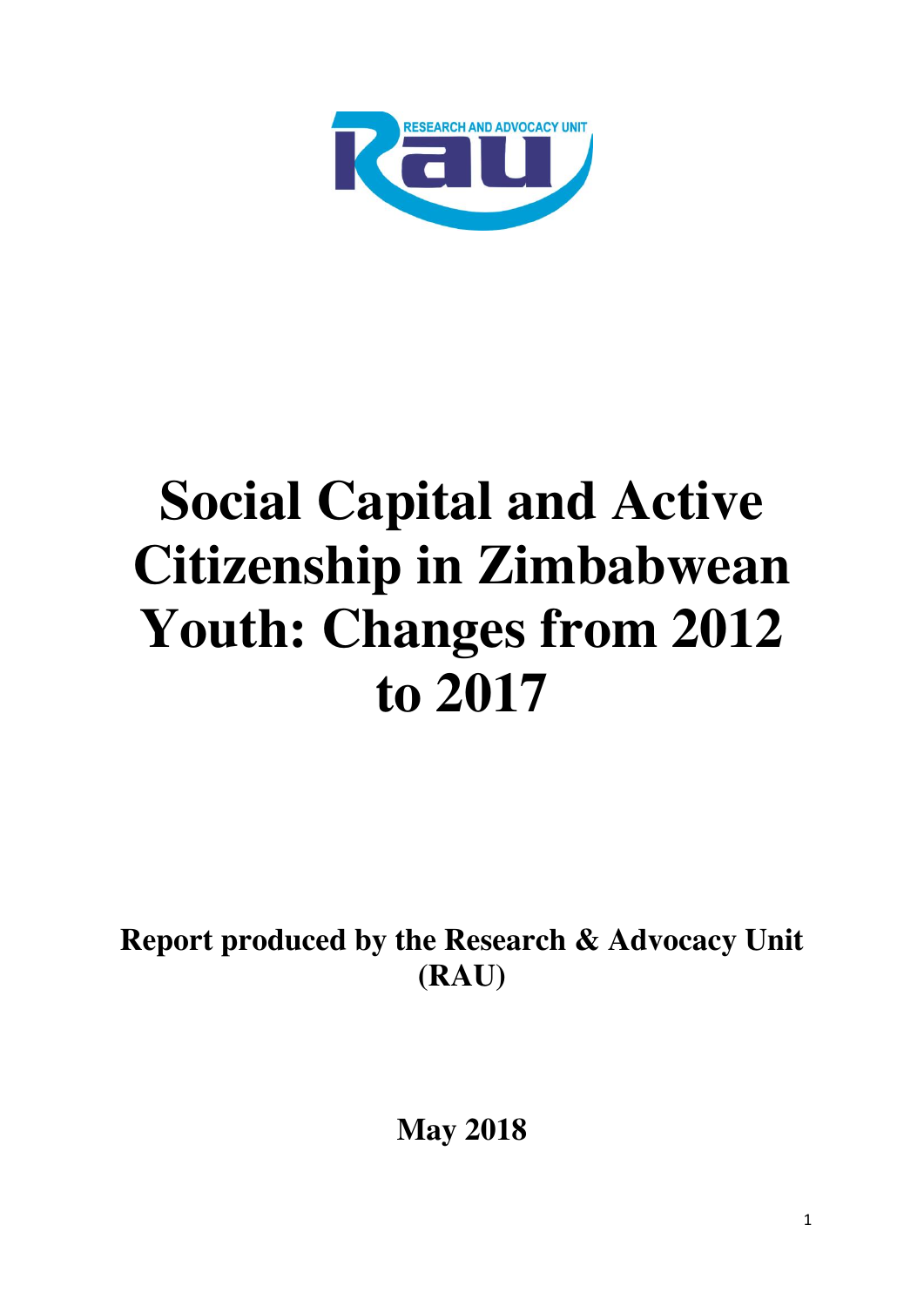# Social Capital and Active Citizenship in Zimbabwean Youth: Changes from 2012 to 2017

**Report produced by the Research & Advocacy Unit (RAU)**

**May 2018**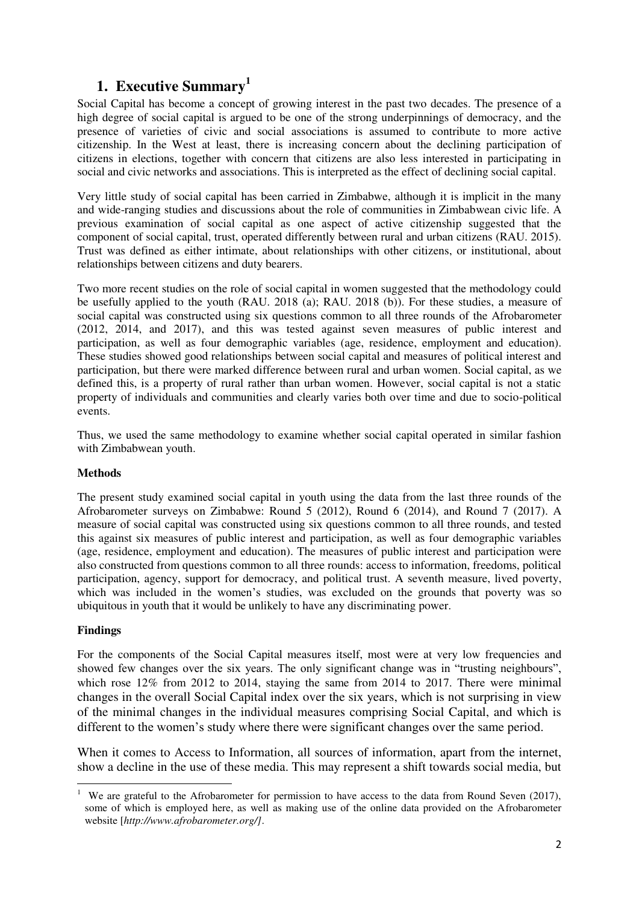# 1. Executive Summary[1]

Social Capital has become a concept of growing interest in the past two decades. The presence of a high degree of social capital is argued to be one of the strong underpinnings of democracy, and the presence of varieties of civic and social associations is assumed to contribute to more active citizenship. In the West at least, there is increasing concern about the declining participation of citizens in elections, together with concern that citizens are also less interested in participating in social and civic networks and associations. This is interpreted as the effect of declining social capital.

Very little study of social capital has been carried in Zimbabwe, although it is implicit in the many and wide-ranging studies and discussions about the role of communities in Zimbabwean civic life. A previous examination of social capital as one aspect of active citizenship suggested that the component of social capital, trust, operated differently between rural and urban citizens (RAU. 2015). Trust was defined as either intimate, about relationships with other citizens, or institutional, about relationships between citizens and duty bearers.

Two more recent studies on the role of social capital in women suggested that the methodology could be usefully applied to the youth (RAU. 2018 (a); RAU. 2018 (b)). For these studies, a measure of social capital was constructed using six questions common to all three rounds of the Afrobarometer (2012, 2014, and 2017), and this was tested against seven measures of public interest and participation, as well as four demographic variables (age, residence, employment and education). These studies showed good relationships between social capital and measures of political interest and participation, but there were marked difference between rural and urban women. Social capital, as we defined this, is a property of rural rather than urban women. However, social capital is not a static property of individuals and communities and clearly varies both over time and due to socio-political events.

Thus, we used the same methodology to examine whether social capital operated in similar fashion with Zimbabwean youth.

**Methods**

The present study examined social capital in youth using the data from the last three rounds of the Afrobarometer surveys on Zimbabwe: Round 5 (2012), Round 6 (2014), and Round 7 (2017). A measure of social capital was constructed using six questions common to all three rounds, and tested this against six measures of public interest and participation, as well as four demographic variables (age, residence, employment and education). The measures of public interest and participation were also constructed from questions common to all three rounds: access to information, freedoms, political participation, agency, support for democracy, and political trust. A seventh measure, lived poverty, which was included in the women's studies, was excluded on the grounds that poverty was so ubiquitous in youth that it would be unlikely to have any discriminating power.

**Findings**

For the components of the Social Capital measures itself, most were at very low frequencies and showed few changes over the six years. The only significant change was in "trusting neighbours", which rose 12% from 2012 to 2014, staying the same from 2014 to 2017. There were minimal changes in the overall Social Capital index over the six years, which is not surprising in view of the minimal changes in the individual measures comprising Social Capital, and which is different to the women's study where there were significant changes over the same period.

When it comes to Access to Information, all sources of information, apart from the internet, show a decline in the use of these media. This may represent a shift towards social media, but

[1] We are grateful to the Afrobarometer for permission to have access to the data from Round Seven (2017), some of which is employed here, as well as making use of the online data provided on the Afrobarometer website [*http://www.afrobarometer.org/]*.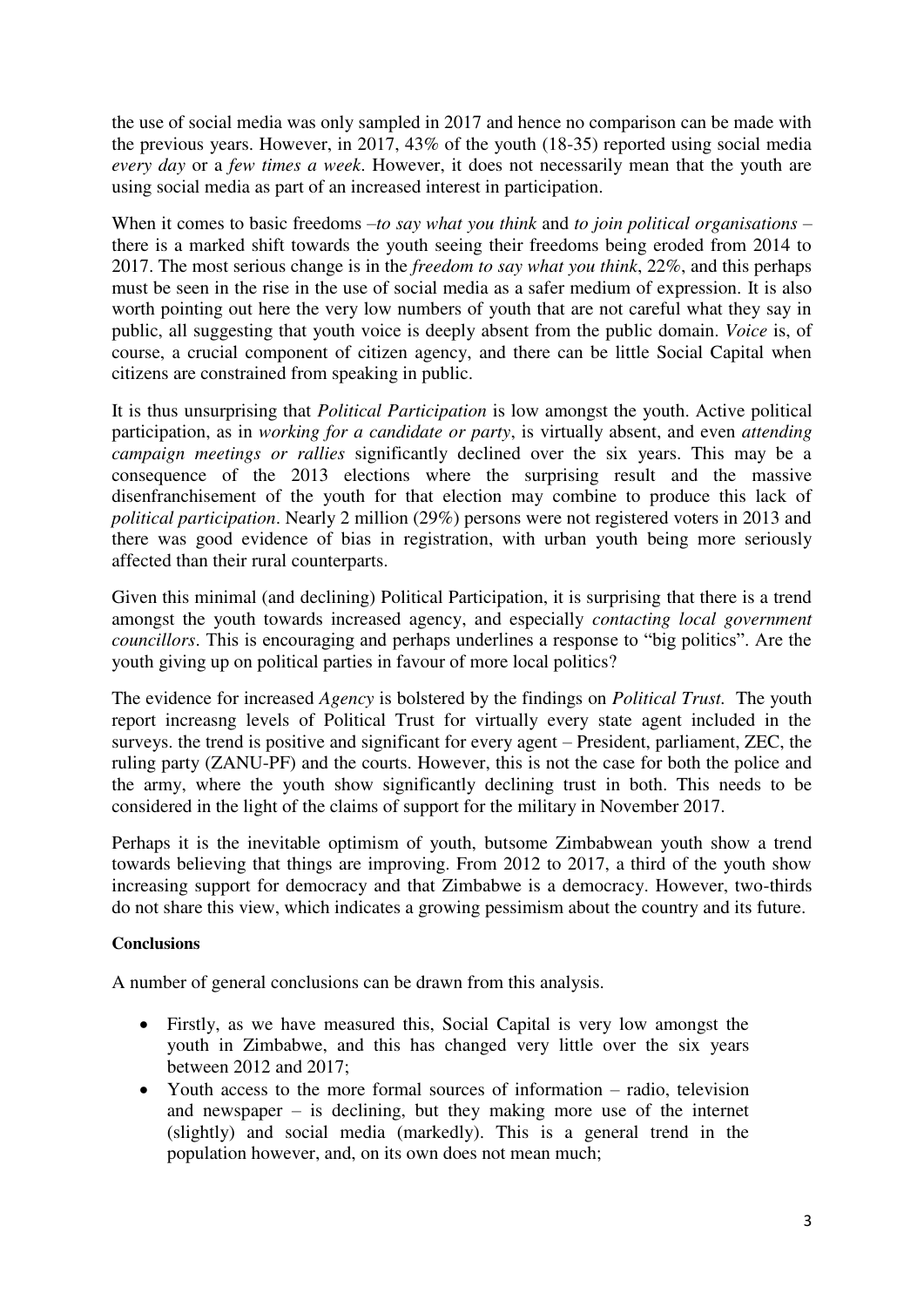the use of social media was only sampled in 2017 and hence no comparison can be made with the previous years. However, in 2017, 43% of the youth (18-35) reported using social media *every day* or a *few times a week*. However, it does not necessarily mean that the youth are using social media as part of an increased interest in participation.

When it comes to basic freedoms –*to say what you think* and *to join political organisations* – there is a marked shift towards the youth seeing their freedoms being eroded from 2014 to 2017. The most serious change is in the *freedom to say what you think*, 22%, and this perhaps must be seen in the rise in the use of social media as a safer medium of expression. It is also worth pointing out here the very low numbers of youth that are not careful what they say in public, all suggesting that youth voice is deeply absent from the public domain. *Voice* is, of course, a crucial component of citizen agency, and there can be little Social Capital when citizens are constrained from speaking in public.

It is thus unsurprising that *Political Participation* is low amongst the youth. Active political participation, as in *working for a candidate or party*, is virtually absent, and even *attending campaign meetings or rallies* significantly declined over the six years. This may be a consequence of the 2013 elections where the surprising result and the massive disenfranchisement of the youth for that election may combine to produce this lack of *political participation*. Nearly 2 million (29%) persons were not registered voters in 2013 and there was good evidence of bias in registration, with urban youth being more seriously affected than their rural counterparts.

Given this minimal (and declining) Political Participation, it is surprising that there is a trend amongst the youth towards increased agency, and especially *contacting local government councillors*. This is encouraging and perhaps underlines a response to "big politics". Are the youth giving up on political parties in favour of more local politics?

The evidence for increased *Agency* is bolstered by the findings on *Political Trust.* The youth report increasng levels of Political Trust for virtually every state agent included in the surveys. the trend is positive and significant for every agent – President, parliament, ZEC, the ruling party (ZANU-PF) and the courts. However, this is not the case for both the police and the army, where the youth show significantly declining trust in both. This needs to be considered in the light of the claims of support for the military in November 2017.

Perhaps it is the inevitable optimism of youth, butsome Zimbabwean youth show a trend towards believing that things are improving. From 2012 to 2017, a third of the youth show increasing support for democracy and that Zimbabwe is a democracy. However, two-thirds do not share this view, which indicates a growing pessimism about the country and its future.

**Conclusions**

A number of general conclusions can be drawn from this analysis.

- Firstly, as we have measured this, Social Capital is very low amongst the youth in Zimbabwe, and this has changed very little over the six years between 2012 and 2017;
- Youth access to the more formal sources of information – radio, television and newspaper – is declining, but they making more use of the internet (slightly) and social media (markedly). This is a general trend in the population however, and, on its own does not mean much;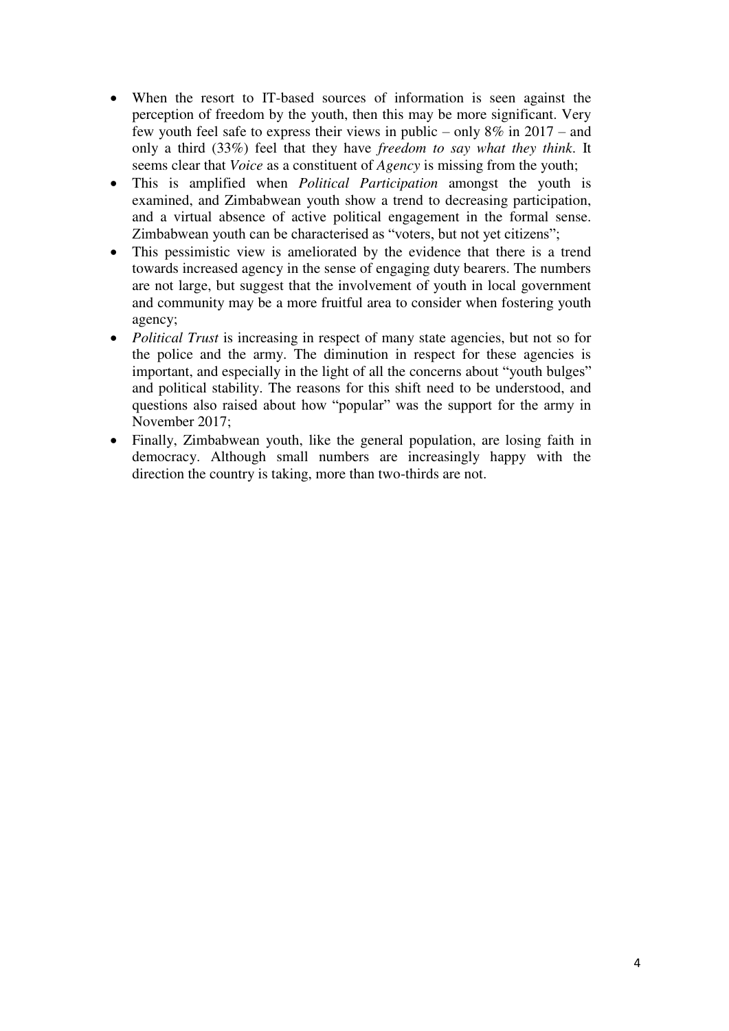- When the resort to IT-based sources of information is seen against the perception of freedom by the youth, then this may be more significant. Very few youth feel safe to express their views in public – only 8% in 2017 – and only a third (33%) feel that they have *freedom to say what they think*. It seems clear that *Voice* as a constituent of *Agency* is missing from the youth;
- This is amplified when *Political Participation* amongst the youth is examined, and Zimbabwean youth show a trend to decreasing participation, and a virtual absence of active political engagement in the formal sense. Zimbabwean youth can be characterised as "voters, but not yet citizens";
- This pessimistic view is ameliorated by the evidence that there is a trend towards increased agency in the sense of engaging duty bearers. The numbers are not large, but suggest that the involvement of youth in local government and community may be a more fruitful area to consider when fostering youth agency;
- *Political Trust* is increasing in respect of many state agencies, but not so for the police and the army. The diminution in respect for these agencies is important, and especially in the light of all the concerns about "youth bulges" and political stability. The reasons for this shift need to be understood, and questions also raised about how "popular" was the support for the army in November 2017;
- Finally, Zimbabwean youth, like the general population, are losing faith in democracy. Although small numbers are increasingly happy with the direction the country is taking, more than two-thirds are not.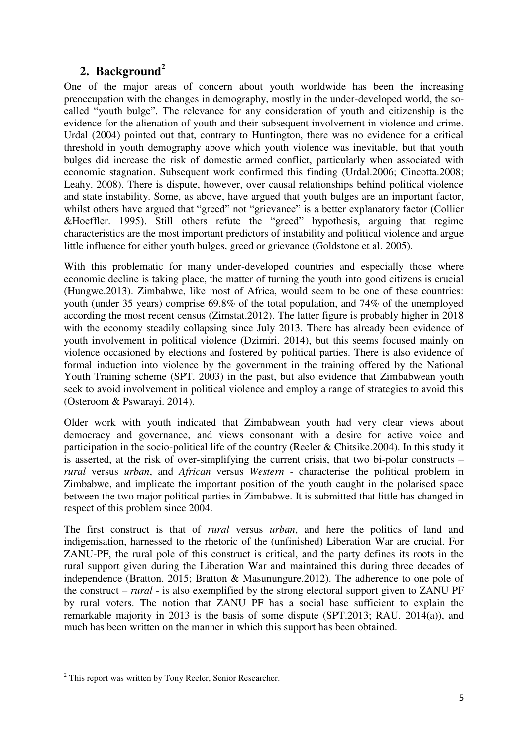## 2. Background[2]

One of the major areas of concern about youth worldwide has been the increasing preoccupation with the changes in demography, mostly in the under-developed world, the so-called "youth bulge". The relevance for any consideration of youth and citizenship is the evidence for the alienation of youth and their subsequent involvement in violence and crime. Urdal (2004) pointed out that, contrary to Huntington, there was no evidence for a critical threshold in youth demography above which youth violence was inevitable, but that youth bulges did increase the risk of domestic armed conflict, particularly when associated with economic stagnation. Subsequent work confirmed this finding (Urdal.2006; Cincotta.2008; Leahy. 2008). There is dispute, however, over causal relationships behind political violence and state instability. Some, as above, have argued that youth bulges are an important factor, whilst others have argued that "greed" not "grievance" is a better explanatory factor (Collier &Hoeffler. 1995). Still others refute the "greed" hypothesis, arguing that regime characteristics are the most important predictors of instability and political violence and argue little influence for either youth bulges, greed or grievance (Goldstone et al. 2005).

With this problematic for many under-developed countries and especially those where economic decline is taking place, the matter of turning the youth into good citizens is crucial (Hungwe.2013). Zimbabwe, like most of Africa, would seem to be one of these countries: youth (under 35 years) comprise 69.8% of the total population, and 74% of the unemployed according the most recent census (Zimstat.2012). The latter figure is probably higher in 2018 with the economy steadily collapsing since July 2013. There has already been evidence of youth involvement in political violence (Dzimiri. 2014), but this seems focused mainly on violence occasioned by elections and fostered by political parties. There is also evidence of formal induction into violence by the government in the training offered by the National Youth Training scheme (SPT. 2003) in the past, but also evidence that Zimbabwean youth seek to avoid involvement in political violence and employ a range of strategies to avoid this (Osteroom & Pswarayi. 2014).

Older work with youth indicated that Zimbabwean youth had very clear views about democracy and governance, and views consonant with a desire for active voice and participation in the socio-political life of the country (Reeler & Chitsike.2004). In this study it is asserted, at the risk of over-simplifying the current crisis, that two bi-polar constructs – *rural* versus *urban*, and *African* versus *Western* - characterise the political problem in Zimbabwe, and implicate the important position of the youth caught in the polarised space between the two major political parties in Zimbabwe. It is submitted that little has changed in respect of this problem since 2004.

The first construct is that of *rural* versus *urban*, and here the politics of land and indigenisation, harnessed to the rhetoric of the (unfinished) Liberation War are crucial. For ZANU-PF, the rural pole of this construct is critical, and the party defines its roots in the rural support given during the Liberation War and maintained this during three decades of independence (Bratton. 2015; Bratton & Masunungure.2012). The adherence to one pole of the construct – *rural* - is also exemplified by the strong electoral support given to ZANU PF by rural voters. The notion that ZANU PF has a social base sufficient to explain the remarkable majority in 2013 is the basis of some dispute (SPT.2013; RAU. 2014(a)), and much has been written on the manner in which this support has been obtained.

---

[2] This report was written by Tony Reeler, Senior Researcher.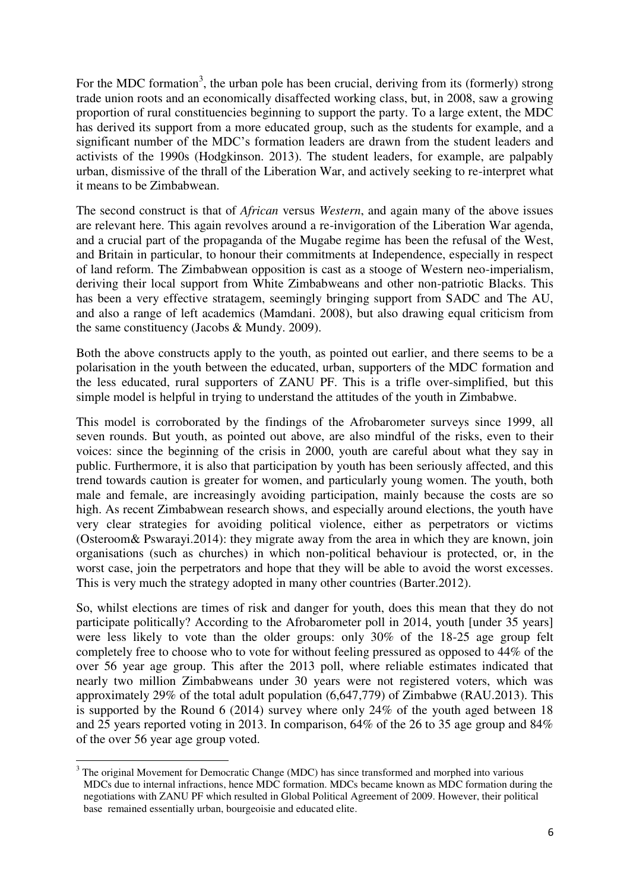For the MDC formation[3], the urban pole has been crucial, deriving from its (formerly) strong trade union roots and an economically disaffected working class, but, in 2008, saw a growing proportion of rural constituencies beginning to support the party. To a large extent, the MDC has derived its support from a more educated group, such as the students for example, and a significant number of the MDC's formation leaders are drawn from the student leaders and activists of the 1990s (Hodgkinson. 2013). The student leaders, for example, are palpably urban, dismissive of the thrall of the Liberation War, and actively seeking to re-interpret what it means to be Zimbabwean.

The second construct is that of *African* versus *Western*, and again many of the above issues are relevant here. This again revolves around a re-invigoration of the Liberation War agenda, and a crucial part of the propaganda of the Mugabe regime has been the refusal of the West, and Britain in particular, to honour their commitments at Independence, especially in respect of land reform. The Zimbabwean opposition is cast as a stooge of Western neo-imperialism, deriving their local support from White Zimbabweans and other non-patriotic Blacks. This has been a very effective stratagem, seemingly bringing support from SADC and The AU, and also a range of left academics (Mamdani. 2008), but also drawing equal criticism from the same constituency (Jacobs & Mundy. 2009).

Both the above constructs apply to the youth, as pointed out earlier, and there seems to be a polarisation in the youth between the educated, urban, supporters of the MDC formation and the less educated, rural supporters of ZANU PF. This is a trifle over-simplified, but this simple model is helpful in trying to understand the attitudes of the youth in Zimbabwe.

This model is corroborated by the findings of the Afrobarometer surveys since 1999, all seven rounds. But youth, as pointed out above, are also mindful of the risks, even to their voices: since the beginning of the crisis in 2000, youth are careful about what they say in public. Furthermore, it is also that participation by youth has been seriously affected, and this trend towards caution is greater for women, and particularly young women. The youth, both male and female, are increasingly avoiding participation, mainly because the costs are so high. As recent Zimbabwean research shows, and especially around elections, the youth have very clear strategies for avoiding political violence, either as perpetrators or victims (Osteroom& Pswarayi.2014): they migrate away from the area in which they are known, join organisations (such as churches) in which non-political behaviour is protected, or, in the worst case, join the perpetrators and hope that they will be able to avoid the worst excesses. This is very much the strategy adopted in many other countries (Barter.2012).

So, whilst elections are times of risk and danger for youth, does this mean that they do not participate politically? According to the Afrobarometer poll in 2014, youth [under 35 years] were less likely to vote than the older groups: only 30% of the 18-25 age group felt completely free to choose who to vote for without feeling pressured as opposed to 44% of the over 56 year age group. This after the 2013 poll, where reliable estimates indicated that nearly two million Zimbabweans under 30 years were not registered voters, which was approximately 29% of the total adult population (6,647,779) of Zimbabwe (RAU.2013). This is supported by the Round 6 (2014) survey where only 24% of the youth aged between 18 and 25 years reported voting in 2013. In comparison, 64% of the 26 to 35 age group and 84% of the over 56 year age group voted.

---

[3] The original Movement for Democratic Change (MDC) has since transformed and morphed into various MDCs due to internal infractions, hence MDC formation. MDCs became known as MDC formation during the negotiations with ZANU PF which resulted in Global Political Agreement of 2009. However, their political base remained essentially urban, bourgeoisie and educated elite.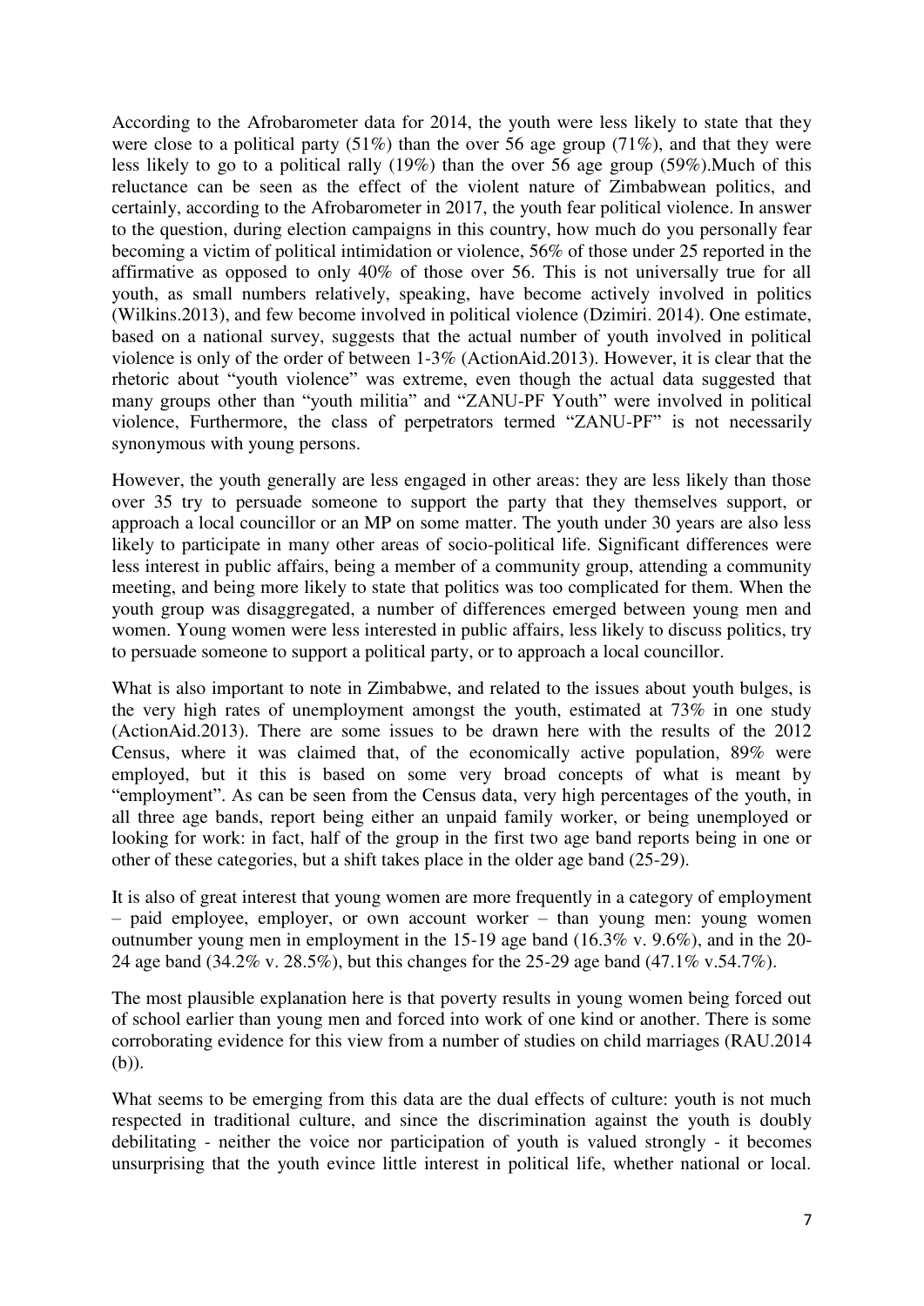According to the Afrobarometer data for 2014, the youth were less likely to state that they were close to a political party (51%) than the over 56 age group (71%), and that they were less likely to go to a political rally (19%) than the over 56 age group (59%).Much of this reluctance can be seen as the effect of the violent nature of Zimbabwean politics, and certainly, according to the Afrobarometer in 2017, the youth fear political violence. In answer to the question, during election campaigns in this country, how much do you personally fear becoming a victim of political intimidation or violence, 56% of those under 25 reported in the affirmative as opposed to only 40% of those over 56. This is not universally true for all youth, as small numbers relatively, speaking, have become actively involved in politics (Wilkins.2013), and few become involved in political violence (Dzimiri. 2014). One estimate, based on a national survey, suggests that the actual number of youth involved in political violence is only of the order of between 1-3% (ActionAid.2013). However, it is clear that the rhetoric about "youth violence" was extreme, even though the actual data suggested that many groups other than "youth militia" and "ZANU-PF Youth" were involved in political violence, Furthermore, the class of perpetrators termed "ZANU-PF" is not necessarily synonymous with young persons.

However, the youth generally are less engaged in other areas: they are less likely than those over 35 try to persuade someone to support the party that they themselves support, or approach a local councillor or an MP on some matter. The youth under 30 years are also less likely to participate in many other areas of socio-political life. Significant differences were less interest in public affairs, being a member of a community group, attending a community meeting, and being more likely to state that politics was too complicated for them. When the youth group was disaggregated, a number of differences emerged between young men and women. Young women were less interested in public affairs, less likely to discuss politics, try to persuade someone to support a political party, or to approach a local councillor.

What is also important to note in Zimbabwe, and related to the issues about youth bulges, is the very high rates of unemployment amongst the youth, estimated at 73% in one study (ActionAid.2013). There are some issues to be drawn here with the results of the 2012 Census, where it was claimed that, of the economically active population, 89% were employed, but it this is based on some very broad concepts of what is meant by "employment". As can be seen from the Census data, very high percentages of the youth, in all three age bands, report being either an unpaid family worker, or being unemployed or looking for work: in fact, half of the group in the first two age band reports being in one or other of these categories, but a shift takes place in the older age band (25-29).

It is also of great interest that young women are more frequently in a category of employment – paid employee, employer, or own account worker – than young men: young women outnumber young men in employment in the 15-19 age band (16.3% v. 9.6%), and in the 20-24 age band (34.2% v. 28.5%), but this changes for the 25-29 age band (47.1% v.54.7%).

The most plausible explanation here is that poverty results in young women being forced out of school earlier than young men and forced into work of one kind or another. There is some corroborating evidence for this view from a number of studies on child marriages (RAU.2014 (b)).

What seems to be emerging from this data are the dual effects of culture: youth is not much respected in traditional culture, and since the discrimination against the youth is doubly debilitating - neither the voice nor participation of youth is valued strongly - it becomes unsurprising that the youth evince little interest in political life, whether national or local.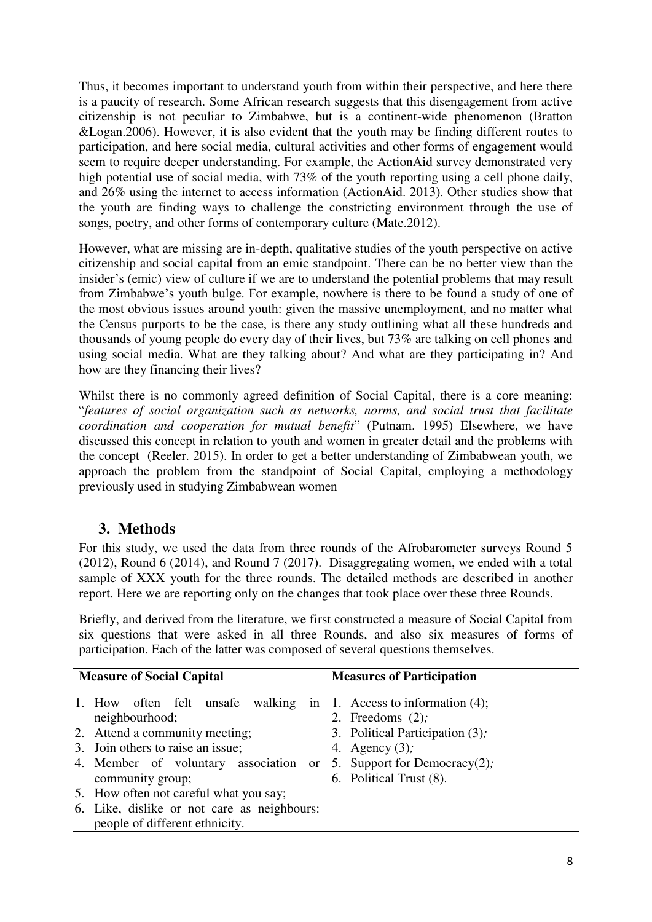Thus, it becomes important to understand youth from within their perspective, and here there is a paucity of research. Some African research suggests that this disengagement from active citizenship is not peculiar to Zimbabwe, but is a continent-wide phenomenon (Bratton &Logan.2006). However, it is also evident that the youth may be finding different routes to participation, and here social media, cultural activities and other forms of engagement would seem to require deeper understanding. For example, the ActionAid survey demonstrated very high potential use of social media, with 73% of the youth reporting using a cell phone daily, and 26% using the internet to access information (ActionAid. 2013). Other studies show that the youth are finding ways to challenge the constricting environment through the use of songs, poetry, and other forms of contemporary culture (Mate.2012).

However, what are missing are in-depth, qualitative studies of the youth perspective on active citizenship and social capital from an emic standpoint. There can be no better view than the insider's (emic) view of culture if we are to understand the potential problems that may result from Zimbabwe's youth bulge. For example, nowhere is there to be found a study of one of the most obvious issues around youth: given the massive unemployment, and no matter what the Census purports to be the case, is there any study outlining what all these hundreds and thousands of young people do every day of their lives, but 73% are talking on cell phones and using social media. What are they talking about? And what are they participating in? And how are they financing their lives?

Whilst there is no commonly agreed definition of Social Capital, there is a core meaning: "*features of social organization such as networks, norms, and social trust that facilitate coordination and cooperation for mutual benefit*" (Putnam. 1995) Elsewhere, we have discussed this concept in relation to youth and women in greater detail and the problems with the concept (Reeler. 2015). In order to get a better understanding of Zimbabwean youth, we approach the problem from the standpoint of Social Capital, employing a methodology previously used in studying Zimbabwean women

## 3. Methods

For this study, we used the data from three rounds of the Afrobarometer surveys Round 5 (2012), Round 6 (2014), and Round 7 (2017). Disaggregating women, we ended with a total sample of XXX youth for the three rounds. The detailed methods are described in another report. Here we are reporting only on the changes that took place over these three Rounds.

Briefly, and derived from the literature, we first constructed a measure of Social Capital from six questions that were asked in all three Rounds, and also six measures of forms of participation. Each of the latter was composed of several questions themselves.

| Measure of Social Capital | Measures of Participation |
|---|---|
| 1. How often felt unsafe walking in neighbourhood;<br>2. Attend a community meeting;<br>3. Join others to raise an issue;<br>4. Member of voluntary association or community group;<br>5. How often not careful what you say;<br>6. Like, dislike or not care as neighbours: people of different ethnicity. | 1. Access to information (4);<br>2. Freedoms (2);<br>3. Political Participation (3);<br>4. Agency (3);<br>5. Support for Democracy(2);<br>6. Political Trust (8). |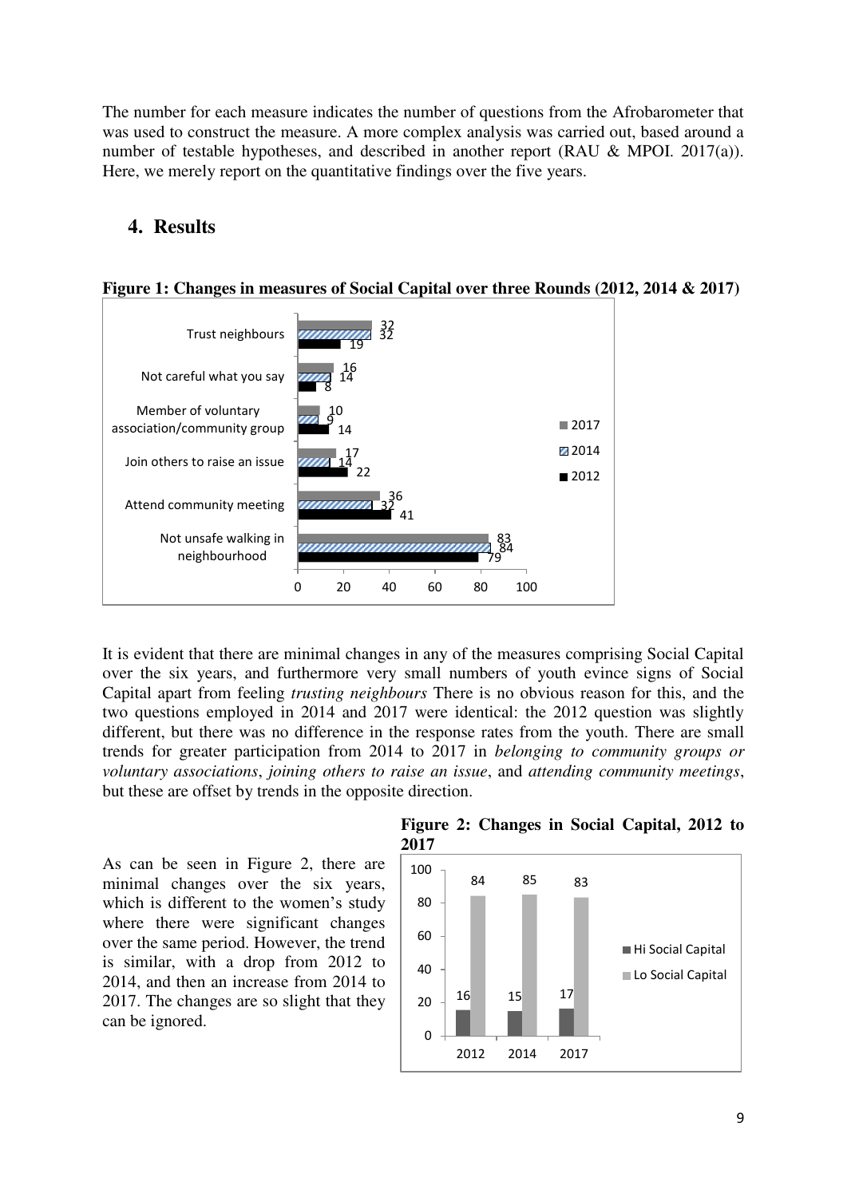The number for each measure indicates the number of questions from the Afrobarometer that was used to construct the measure. A more complex analysis was carried out, based around a number of testable hypotheses, and described in another report (RAU & MPOI. 2017(a)). Here, we merely report on the quantitative findings over the five years.

## 4. Results

**Figure 1: Changes in measures of Social Capital over three Rounds (2012, 2014 & 2017)**

Trust neighbours 32 32 19

Not careful what you say 16 14 8

Member of voluntary association/community group 10 9 14

Join others to raise an issue 17 14 22

Attend community meeting 36 32 41

Not unsafe walking in neighbourhood 83 84 79

0 20 40 60 80 100

2017
2014
2012

It is evident that there are minimal changes in any of the measures comprising Social Capital over the six years, and furthermore very small numbers of youth evince signs of Social Capital apart from feeling *trusting neighbours* There is no obvious reason for this, and the two questions employed in 2014 and 2017 were identical: the 2012 question was slightly different, but there was no difference in the response rates from the youth. There are small trends for greater participation from 2014 to 2017 in *belonging to community groups or voluntary associations*, *joining others to raise an issue*, and *attending community meetings*, but these are offset by trends in the opposite direction.

As can be seen in Figure 2, there are minimal changes over the six years, which is different to the women's study where there were significant changes over the same period. However, the trend is similar, with a drop from 2012 to 2014, and then an increase from 2014 to 2017. The changes are so slight that they can be ignored.

**Figure 2: Changes in Social Capital, 2012 to 2017**

100
80
60
40
20
0

2012: 16 84
2014: 15 85
2017: 17 83

Hi Social Capital
Lo Social Capital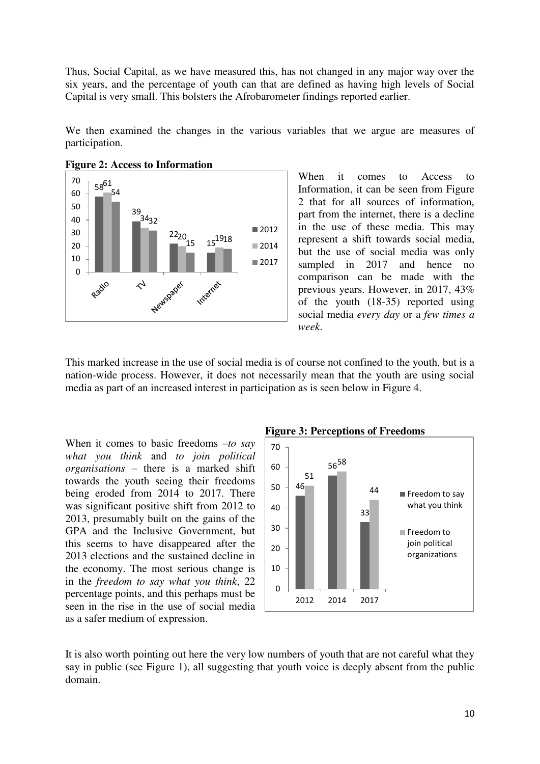Thus, Social Capital, as we have measured this, has not changed in any major way over the six years, and the percentage of youth can that are defined as having high levels of Social Capital is very small. This bolsters the Afrobarometer findings reported earlier.

We then examined the changes in the various variables that we argue are measures of participation.

**Figure 2: Access to Information**

70
60
50
40
30
20
10
0

58 61 54
39 34 32
22 20 15
15 19 18

Radio
TV
Newspaper
Internet

2012
2014
2017

When it comes to Access to Information, it can be seen from Figure 2 that for all sources of information, part from the internet, there is a decline in the use of these media. This may represent a shift towards social media, but the use of social media was only sampled in 2017 and hence no comparison can be made with the previous years. However, in 2017, 43% of the youth (18-35) reported using social media *every day* or a *few times a week*.

This marked increase in the use of social media is of course not confined to the youth, but is a nation-wide process. However, it does not necessarily mean that the youth are using social media as part of an increased interest in participation as is seen below in Figure 4.

When it comes to basic freedoms –*to say what you think* and *to join political organisations* – there is a marked shift towards the youth seeing their freedoms being eroded from 2014 to 2017. There was significant positive shift from 2012 to 2013, presumably built on the gains of the GPA and the Inclusive Government, but this seems to have disappeared after the 2013 elections and the sustained decline in the economy. The most serious change is in the *freedom to say what you think*, 22 percentage points, and this perhaps must be seen in the rise in the use of social media as a safer medium of expression.

**Figure 3: Perceptions of Freedoms**

70
60
50
40
30
20
10
0

46 51
56 58
33 44

2012
2014
2017

Freedom to say what you think
Freedom to join political organizations

It is also worth pointing out here the very low numbers of youth that are not careful what they say in public (see Figure 1), all suggesting that youth voice is deeply absent from the public domain.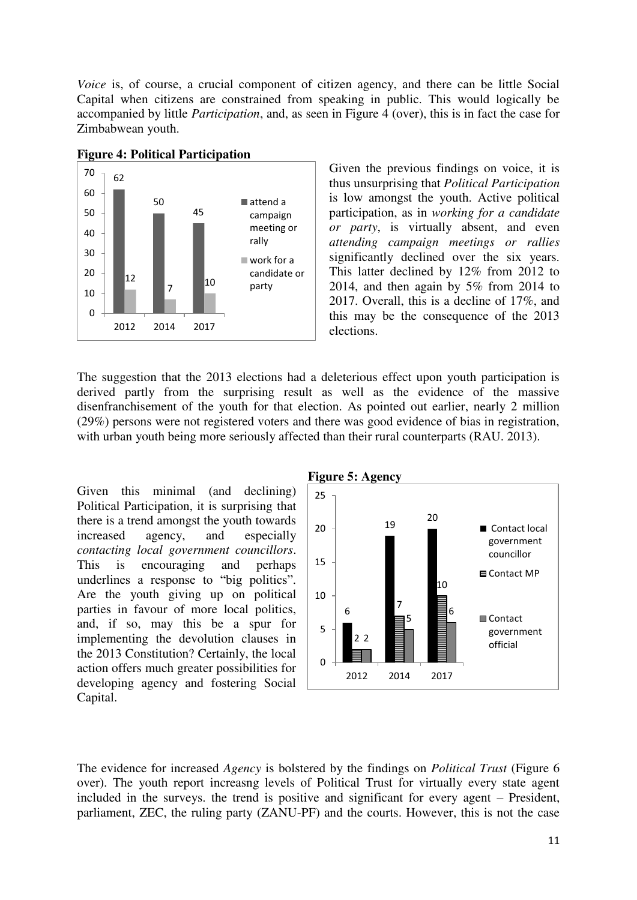*Voice* is, of course, a crucial component of citizen agency, and there can be little Social Capital when citizens are constrained from speaking in public. This would logically be accompanied by little *Participation*, and, as seen in Figure 4 (over), this is in fact the case for Zimbabwean youth.

**Figure 4: Political Participation**

70
60
50
40
30
20
10
0
62
12
50
7
45
10
2012
2014
2017
attend a campaign meeting or rally
work for a candidate or party

Given the previous findings on voice, it is thus unsurprising that *Political Participation* is low amongst the youth. Active political participation, as in *working for a candidate or party*, is virtually absent, and even *attending campaign meetings or rallies* significantly declined over the six years. This latter declined by 12% from 2012 to 2014, and then again by 5% from 2014 to 2017. Overall, this is a decline of 17%, and this may be the consequence of the 2013 elections.

The suggestion that the 2013 elections had a deleterious effect upon youth participation is derived partly from the surprising result as well as the evidence of the massive disenfranchisement of the youth for that election. As pointed out earlier, nearly 2 million (29%) persons were not registered voters and there was good evidence of bias in registration, with urban youth being more seriously affected than their rural counterparts (RAU. 2013).

Given this minimal (and declining) Political Participation, it is surprising that there is a trend amongst the youth towards increased agency, and especially *contacting local government councillors*. This is encouraging and perhaps underlines a response to "big politics". Are the youth giving up on political parties in favour of more local politics, and, if so, may this be a spur for implementing the devolution clauses in the 2013 Constitution? Certainly, the local action offers much greater possibilities for developing agency and fostering Social Capital.

**Figure 5: Agency**

25
20
15
10
5
0
6
2
2
19
7
5
20
10
6
2012
2014
2017
Contact local government councillor
Contact MP
Contact government official

The evidence for increased *Agency* is bolstered by the findings on *Political Trust* (Figure 6 over). The youth report increasng levels of Political Trust for virtually every state agent included in the surveys. the trend is positive and significant for every agent – President, parliament, ZEC, the ruling party (ZANU-PF) and the courts. However, this is not the case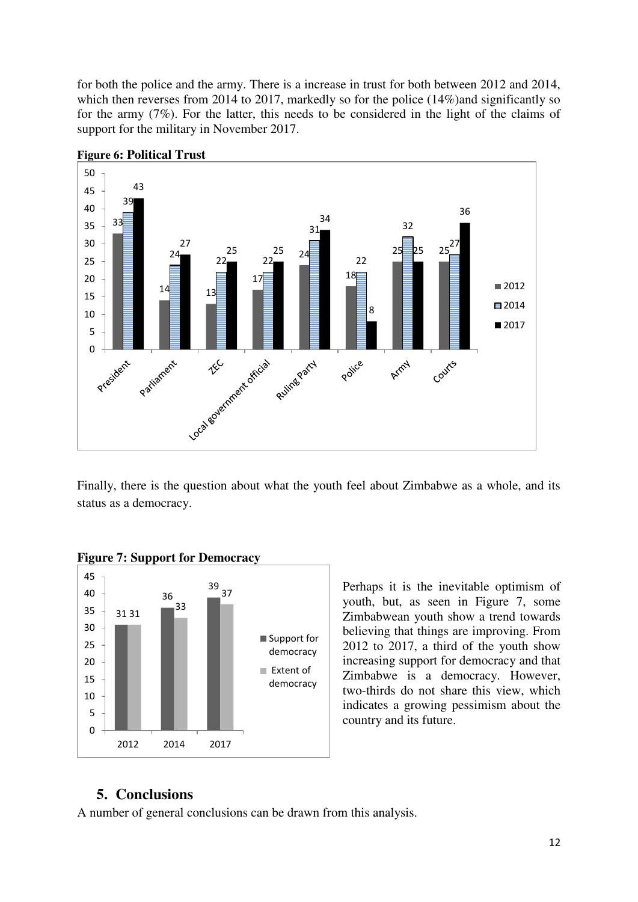for both the police and the army. There is a increase in trust for both between 2012 and 2014, which then reverses from 2014 to 2017, markedly so for the police (14%)and significantly so for the army (7%). For the latter, this needs to be considered in the light of the claims of support for the military in November 2017.

**Figure 6: Political Trust**

50
45
40
35
30
25
20
15
10
5
0

33 39 43
14 24 27
13 22 25
17 22 25
24 31 34
18 22 8
25 32 25
25 27 36

President
Parliament
ZEC
Local government official
Ruling Party
Police
Army
Courts

2012
2014
2017

Finally, there is the question about what the youth feel about Zimbabwe as a whole, and its status as a democracy.

**Figure 7: Support for Democracy**

45
40
35
30
25
20
15
10
5
0

31 31
36 33
39 37

2012
2014
2017

Support for democracy
Extent of democracy

Perhaps it is the inevitable optimism of youth, but, as seen in Figure 7, some Zimbabwean youth show a trend towards believing that things are improving. From 2012 to 2017, a third of the youth show increasing support for democracy and that Zimbabwe is a democracy. However, two-thirds do not share this view, which indicates a growing pessimism about the country and its future.

## 5. Conclusions

A number of general conclusions can be drawn from this analysis.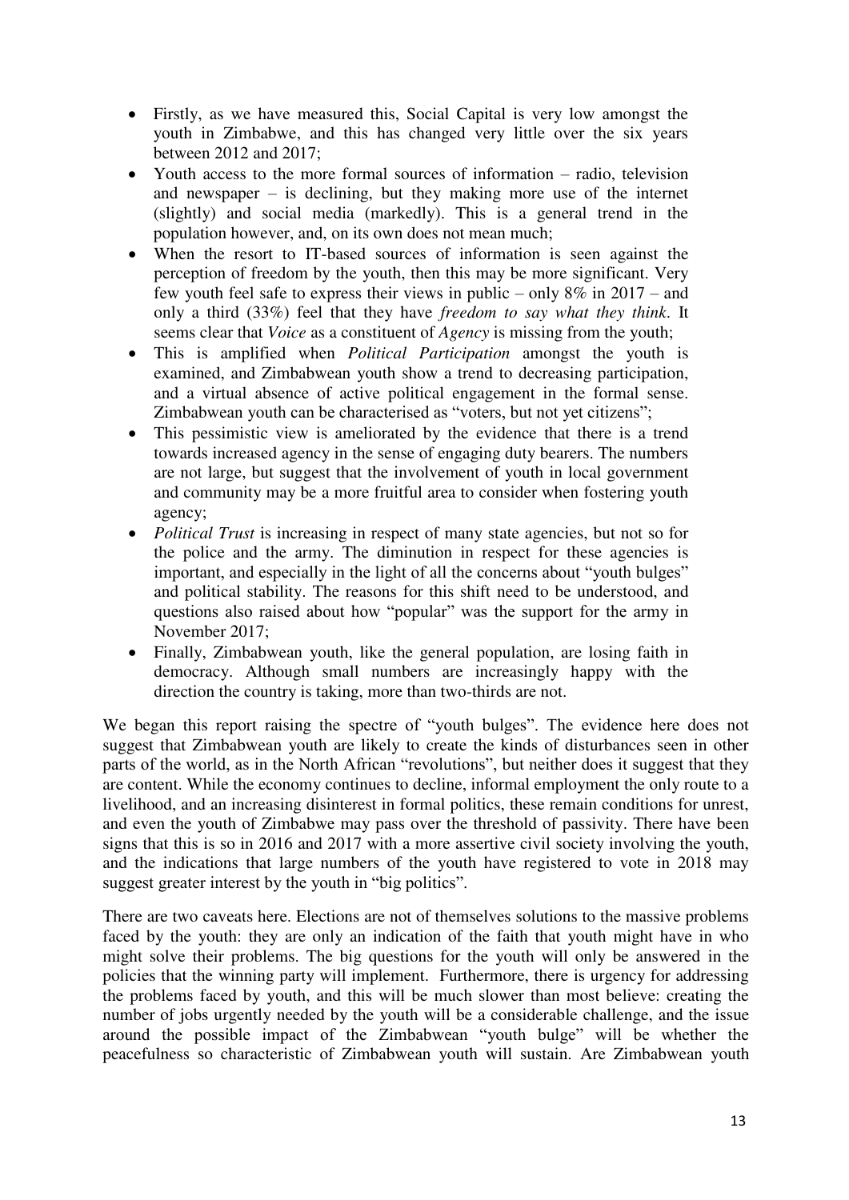- Firstly, as we have measured this, Social Capital is very low amongst the youth in Zimbabwe, and this has changed very little over the six years between 2012 and 2017;
- Youth access to the more formal sources of information – radio, television and newspaper – is declining, but they making more use of the internet (slightly) and social media (markedly). This is a general trend in the population however, and, on its own does not mean much;
- When the resort to IT-based sources of information is seen against the perception of freedom by the youth, then this may be more significant. Very few youth feel safe to express their views in public – only 8% in 2017 – and only a third (33%) feel that they have *freedom to say what they think*. It seems clear that *Voice* as a constituent of *Agency* is missing from the youth;
- This is amplified when *Political Participation* amongst the youth is examined, and Zimbabwean youth show a trend to decreasing participation, and a virtual absence of active political engagement in the formal sense. Zimbabwean youth can be characterised as "voters, but not yet citizens";
- This pessimistic view is ameliorated by the evidence that there is a trend towards increased agency in the sense of engaging duty bearers. The numbers are not large, but suggest that the involvement of youth in local government and community may be a more fruitful area to consider when fostering youth agency;
- *Political Trust* is increasing in respect of many state agencies, but not so for the police and the army. The diminution in respect for these agencies is important, and especially in the light of all the concerns about "youth bulges" and political stability. The reasons for this shift need to be understood, and questions also raised about how "popular" was the support for the army in November 2017;
- Finally, Zimbabwean youth, like the general population, are losing faith in democracy. Although small numbers are increasingly happy with the direction the country is taking, more than two-thirds are not.

We began this report raising the spectre of "youth bulges". The evidence here does not suggest that Zimbabwean youth are likely to create the kinds of disturbances seen in other parts of the world, as in the North African "revolutions", but neither does it suggest that they are content. While the economy continues to decline, informal employment the only route to a livelihood, and an increasing disinterest in formal politics, these remain conditions for unrest, and even the youth of Zimbabwe may pass over the threshold of passivity. There have been signs that this is so in 2016 and 2017 with a more assertive civil society involving the youth, and the indications that large numbers of the youth have registered to vote in 2018 may suggest greater interest by the youth in "big politics".

There are two caveats here. Elections are not of themselves solutions to the massive problems faced by the youth: they are only an indication of the faith that youth might have in who might solve their problems. The big questions for the youth will only be answered in the policies that the winning party will implement. Furthermore, there is urgency for addressing the problems faced by youth, and this will be much slower than most believe: creating the number of jobs urgently needed by the youth will be a considerable challenge, and the issue around the possible impact of the Zimbabwean "youth bulge" will be whether the peacefulness so characteristic of Zimbabwean youth will sustain. Are Zimbabwean youth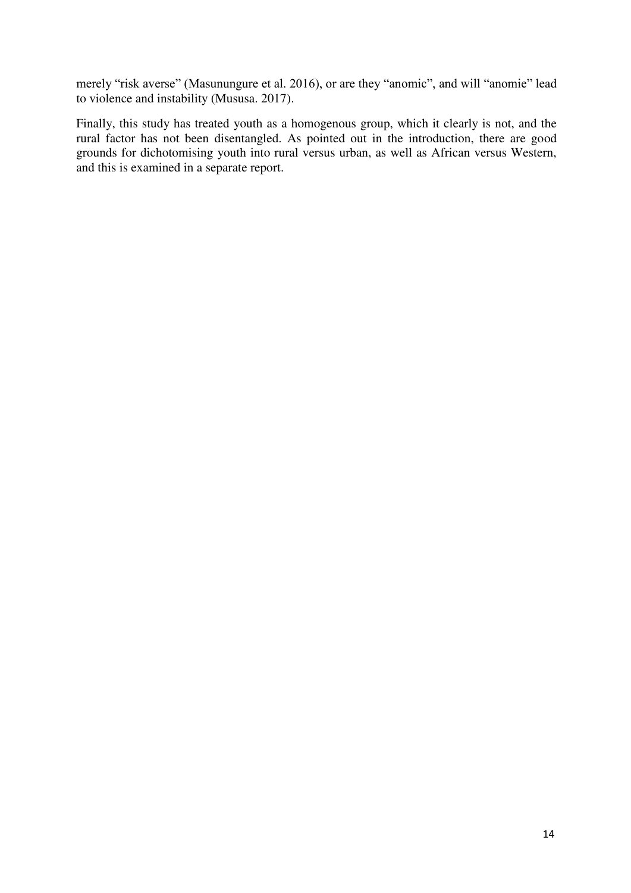merely "risk averse" (Masunungure et al. 2016), or are they "anomic", and will "anomie" lead to violence and instability (Mususa. 2017).

Finally, this study has treated youth as a homogenous group, which it clearly is not, and the rural factor has not been disentangled. As pointed out in the introduction, there are good grounds for dichotomising youth into rural versus urban, as well as African versus Western, and this is examined in a separate report.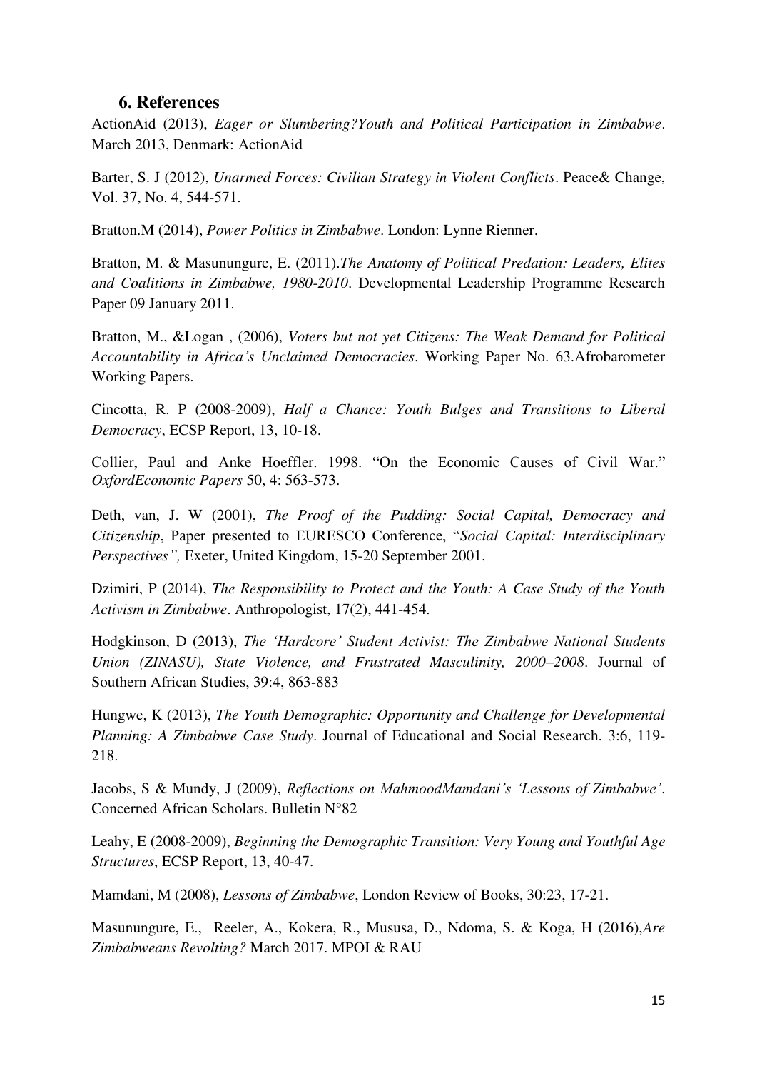## 6. References

ActionAid (2013), *Eager or Slumbering?Youth and Political Participation in Zimbabwe*. March 2013, Denmark: ActionAid

Barter, S. J (2012), *Unarmed Forces: Civilian Strategy in Violent Conflicts*. Peace& Change, Vol. 37, No. 4, 544-571.

Bratton.M (2014), *Power Politics in Zimbabwe*. London: Lynne Rienner.

Bratton, M. & Masunungure, E. (2011).*The Anatomy of Political Predation: Leaders, Elites and Coalitions in Zimbabwe, 1980-2010*. Developmental Leadership Programme Research Paper 09 January 2011.

Bratton, M., &Logan , (2006), *Voters but not yet Citizens: The Weak Demand for Political Accountability in Africa's Unclaimed Democracies*. Working Paper No. 63.Afrobarometer Working Papers.

Cincotta, R. P (2008-2009), *Half a Chance: Youth Bulges and Transitions to Liberal Democracy*, ECSP Report, 13, 10-18.

Collier, Paul and Anke Hoeffler. 1998. "On the Economic Causes of Civil War." *OxfordEconomic Papers* 50, 4: 563-573.

Deth, van, J. W (2001), *The Proof of the Pudding: Social Capital, Democracy and Citizenship*, Paper presented to EURESCO Conference, "*Social Capital: Interdisciplinary Perspectives",* Exeter, United Kingdom, 15-20 September 2001.

Dzimiri, P (2014), *The Responsibility to Protect and the Youth: A Case Study of the Youth Activism in Zimbabwe*. Anthropologist, 17(2), 441-454.

Hodgkinson, D (2013), *The 'Hardcore' Student Activist: The Zimbabwe National Students Union (ZINASU), State Violence, and Frustrated Masculinity, 2000–2008*. Journal of Southern African Studies, 39:4, 863-883

Hungwe, K (2013), *The Youth Demographic: Opportunity and Challenge for Developmental Planning: A Zimbabwe Case Study*. Journal of Educational and Social Research. 3:6, 119-218.

Jacobs, S & Mundy, J (2009), *Reflections on MahmoodMamdani's 'Lessons of Zimbabwe'*. Concerned African Scholars. Bulletin N°82

Leahy, E (2008-2009), *Beginning the Demographic Transition: Very Young and Youthful Age Structures*, ECSP Report, 13, 40-47.

Mamdani, M (2008), *Lessons of Zimbabwe*, London Review of Books, 30:23, 17-21.

Masunungure, E., Reeler, A., Kokera, R., Mususa, D., Ndoma, S. & Koga, H (2016),*Are Zimbabweans Revolting?* March 2017. MPOI & RAU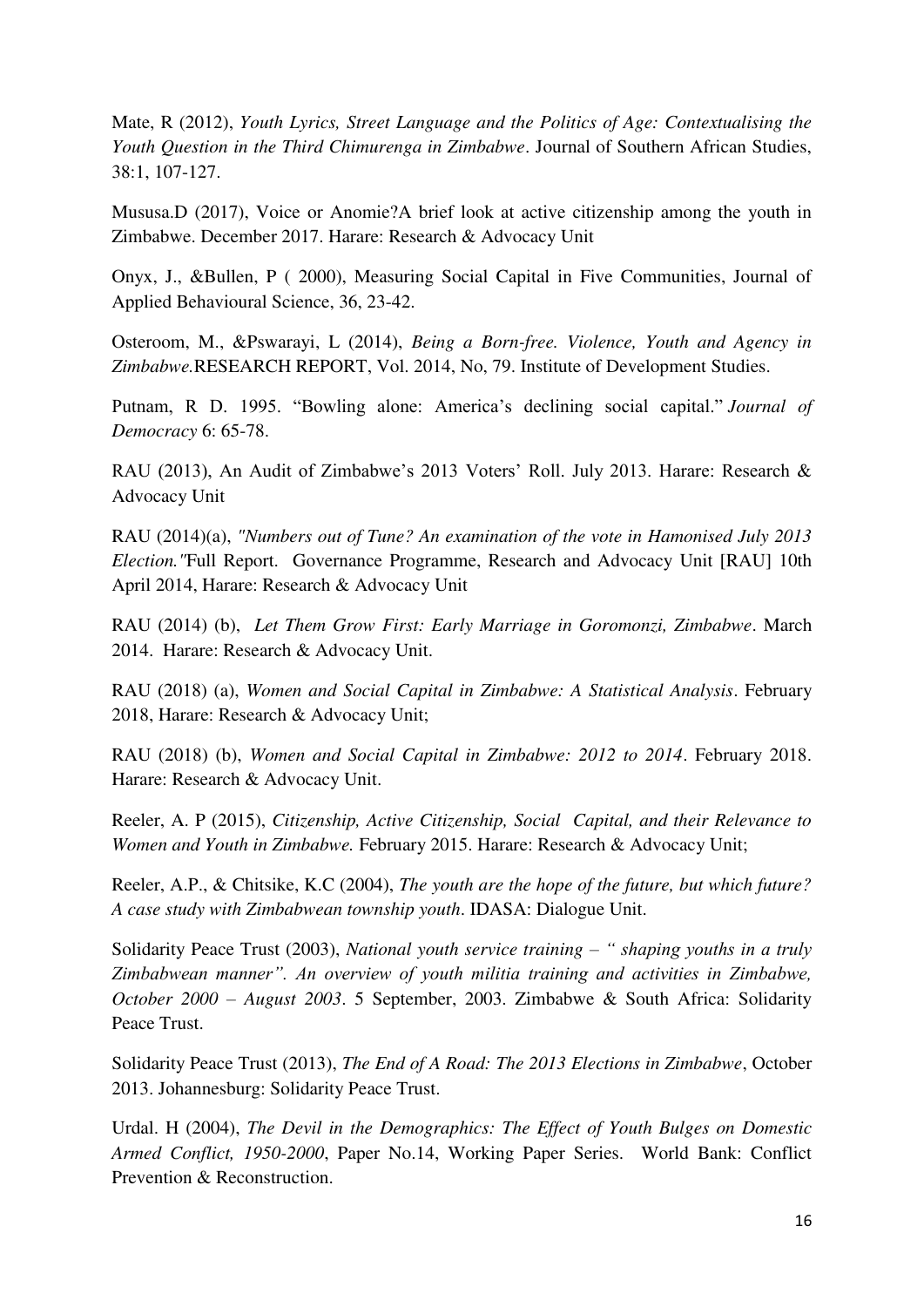Mate, R (2012), *Youth Lyrics, Street Language and the Politics of Age: Contextualising the Youth Question in the Third Chimurenga in Zimbabwe*. Journal of Southern African Studies, 38:1, 107-127.

Mususa.D (2017), Voice or Anomie?A brief look at active citizenship among the youth in Zimbabwe. December 2017. Harare: Research & Advocacy Unit

Onyx, J., &Bullen, P ( 2000), Measuring Social Capital in Five Communities, Journal of Applied Behavioural Science, 36, 23-42.

Osteroom, M., &Pswarayi, L (2014), *Being a Born-free. Violence, Youth and Agency in Zimbabwe.*RESEARCH REPORT, Vol. 2014, No, 79. Institute of Development Studies.

Putnam, R D. 1995. "Bowling alone: America's declining social capital." *Journal of Democracy* 6: 65-78.

RAU (2013), An Audit of Zimbabwe's 2013 Voters' Roll. July 2013. Harare: Research & Advocacy Unit

RAU (2014)(a), *"Numbers out of Tune? An examination of the vote in Hamonised July 2013 Election."*Full Report. Governance Programme, Research and Advocacy Unit [RAU] 10th April 2014, Harare: Research & Advocacy Unit

RAU (2014) (b), *Let Them Grow First: Early Marriage in Goromonzi, Zimbabwe*. March 2014. Harare: Research & Advocacy Unit.

RAU (2018) (a), *Women and Social Capital in Zimbabwe: A Statistical Analysis*. February 2018, Harare: Research & Advocacy Unit;

RAU (2018) (b), *Women and Social Capital in Zimbabwe: 2012 to 2014*. February 2018. Harare: Research & Advocacy Unit.

Reeler, A. P (2015), *Citizenship, Active Citizenship, Social Capital, and their Relevance to Women and Youth in Zimbabwe.* February 2015. Harare: Research & Advocacy Unit;

Reeler, A.P., & Chitsike, K.C (2004), *The youth are the hope of the future, but which future? A case study with Zimbabwean township youth*. IDASA: Dialogue Unit.

Solidarity Peace Trust (2003), *National youth service training – " shaping youths in a truly Zimbabwean manner". An overview of youth militia training and activities in Zimbabwe, October 2000 – August 2003*. 5 September, 2003. Zimbabwe & South Africa: Solidarity Peace Trust.

Solidarity Peace Trust (2013), *The End of A Road: The 2013 Elections in Zimbabwe*, October 2013. Johannesburg: Solidarity Peace Trust.

Urdal. H (2004), *The Devil in the Demographics: The Effect of Youth Bulges on Domestic Armed Conflict, 1950-2000*, Paper No.14, Working Paper Series. World Bank: Conflict Prevention & Reconstruction.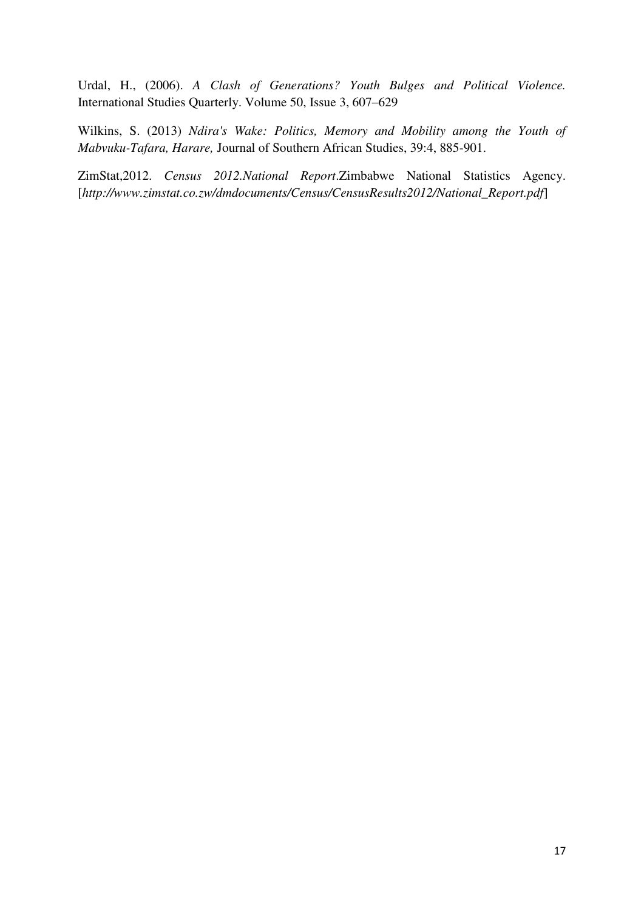Urdal, H., (2006). *A Clash of Generations? Youth Bulges and Political Violence.* International Studies Quarterly. Volume 50, Issue 3, 607–629

Wilkins, S. (2013) *Ndira's Wake: Politics, Memory and Mobility among the Youth of Mabvuku-Tafara, Harare,* Journal of Southern African Studies, 39:4, 885-901.

ZimStat,2012. *Census 2012.National Report*.Zimbabwe National Statistics Agency. [*http://www.zimstat.co.zw/dmdocuments/Census/CensusResults2012/National_Report.pdf*]